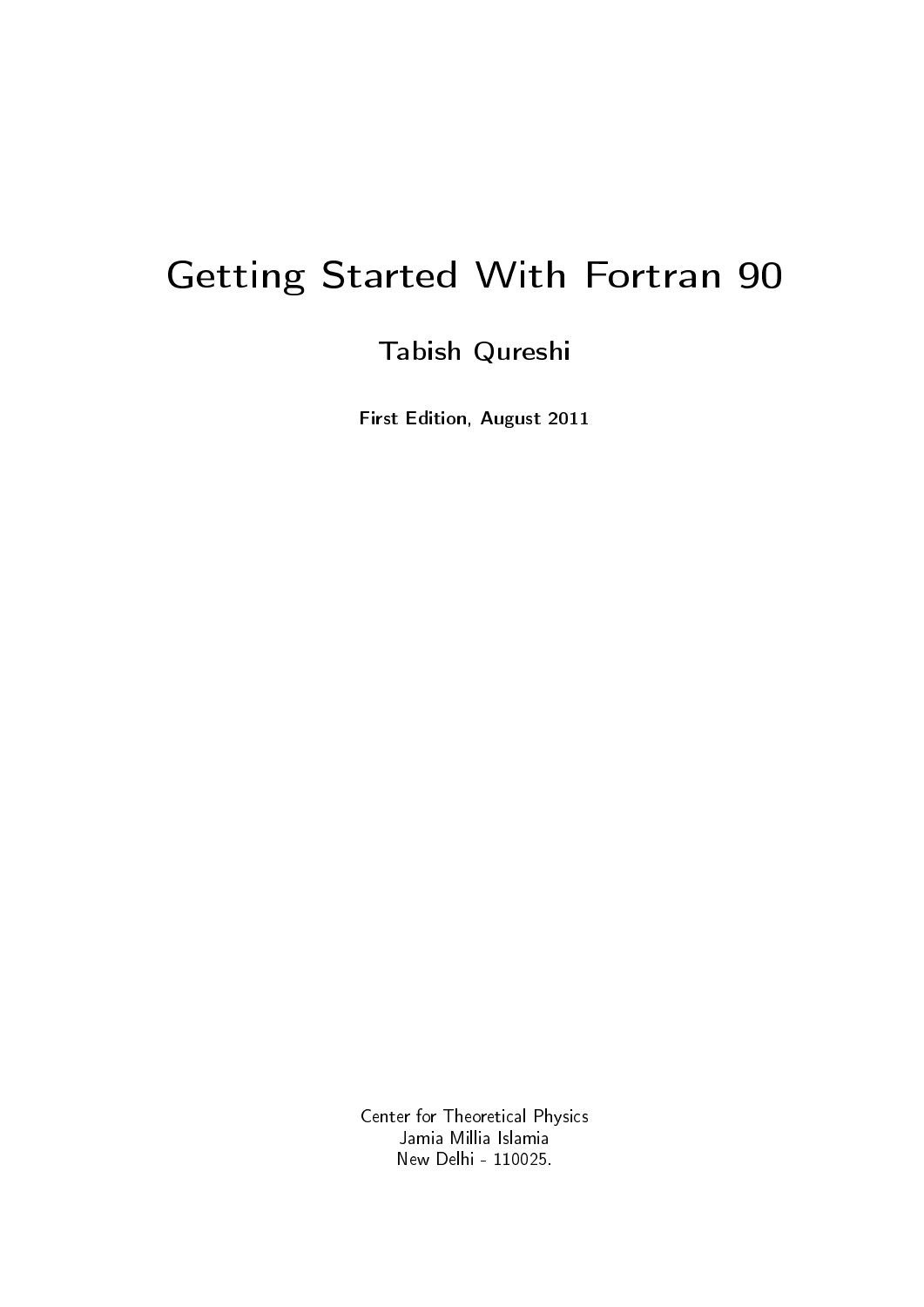# Getting Started With Fortran 90

**Tabish Qureshi**

**First Edition, August 2011**

Center for Theoretical Physics
Jamia Millia Islamia
New Delhi - 110025.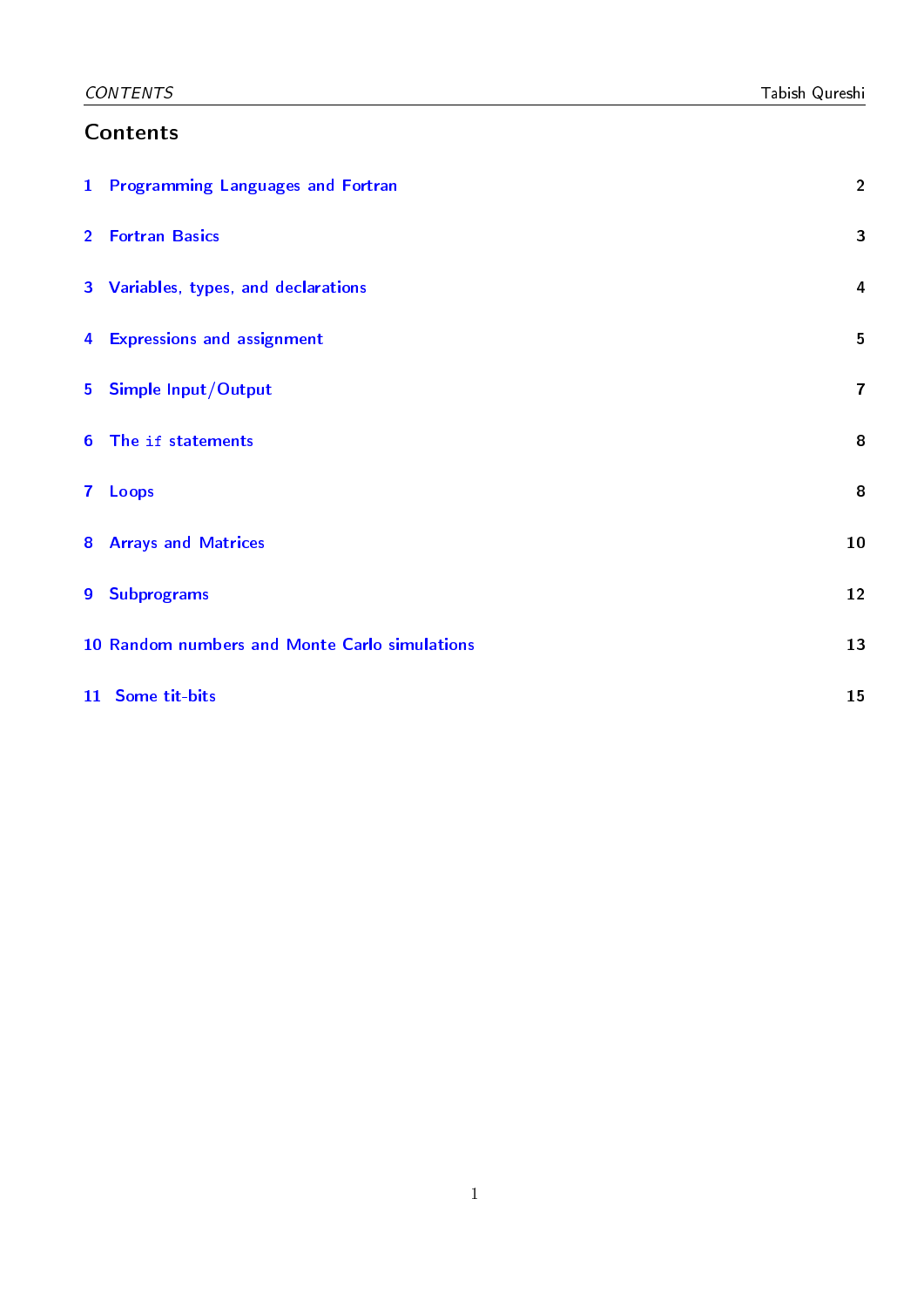# Contents

| | | |
|---|---|---|
| 1 | Programming Languages and Fortran | 2 |
| 2 | Fortran Basics | 3 |
| 3 | Variables, types, and declarations | 4 |
| 4 | Expressions and assignment | 5 |
| 5 | Simple Input/Output | 7 |
| 6 | The `if` statements | 8 |
| 7 | Loops | 8 |
| 8 | Arrays and Matrices | 10 |
| 9 | Subprograms | 12 |
| 10 | Random numbers and Monte Carlo simulations | 13 |
| 11 | Some tit-bits | 15 |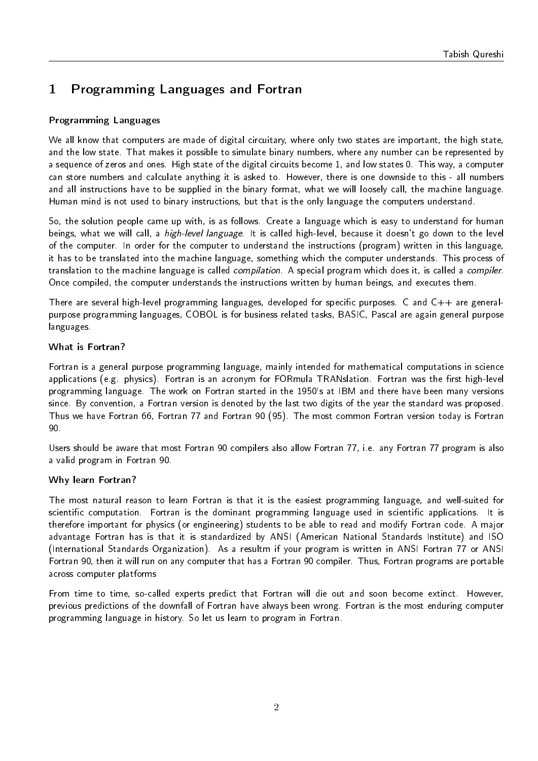# 1 Programming Languages and Fortran

### Programming Languages

We all know that computers are made of digital circuitary, where only two states are important, the high state, and the low state. That makes it possible to simulate binary numbers, where any number can be represented by a sequence of zeros and ones. High state of the digital circuits become 1, and low states 0. This way, a computer can store numbers and calculate anything it is asked to. However, there is one downside to this - all numbers and all instructions have to be supplied in the binary format, what we will loosely call, the machine language. Human mind is not used to binary instructions, but that is the only language the computers understand.

So, the solution people came up with, is as follows. Create a language which is easy to understand for human beings, what we will call, a *high-level language*. It is called high-level, because it doesn't go down to the level of the computer. In order for the computer to understand the instructions (program) written in this language, it has to be translated into the machine language, something which the computer understands. This process of translation to the machine language is called *compilation*. A special program which does it, is called a *compiler*. Once compiled, the computer understands the instructions written by human beings, and executes them.

There are several high-level programming languages, developed for specific purposes. C and C++ are general-purpose programming languages, COBOL is for business related tasks, BASIC, Pascal are again general purpose languages.

### What is Fortran?

Fortran is a general purpose programming language, mainly intended for mathematical computations in science applications (e.g. physics). Fortran is an acronym for FORmula TRANslation. Fortran was the first high-level programming language. The work on Fortran started in the 1950's at IBM and there have been many versions since. By convention, a Fortran version is denoted by the last two digits of the year the standard was proposed. Thus we have Fortran 66, Fortran 77 and Fortran 90 (95). The most common Fortran version today is Fortran 90.

Users should be aware that most Fortran 90 compilers also allow Fortran 77, i.e. any Fortran 77 program is also a valid program in Fortran 90.

### Why learn Fortran?

The most natural reason to learn Fortran is that it is the easiest programming language, and well-suited for scientific computation. Fortran is the dominant programming language used in scientific applications. It is therefore important for physics (or engineering) students to be able to read and modify Fortran code. A major advantage Fortran has is that it is standardized by ANSI (American National Standards Institute) and ISO (International Standards Organization). As a resultm if your program is written in ANSI Fortran 77 or ANSI Fortran 90, then it will run on any computer that has a Fortran 90 compiler. Thus, Fortran programs are portable across computer platforms

From time to time, so-called experts predict that Fortran will die out and soon become extinct. However, previous predictions of the downfall of Fortran have always been wrong. Fortran is the most enduring computer programming language in history. So let us learn to program in Fortran.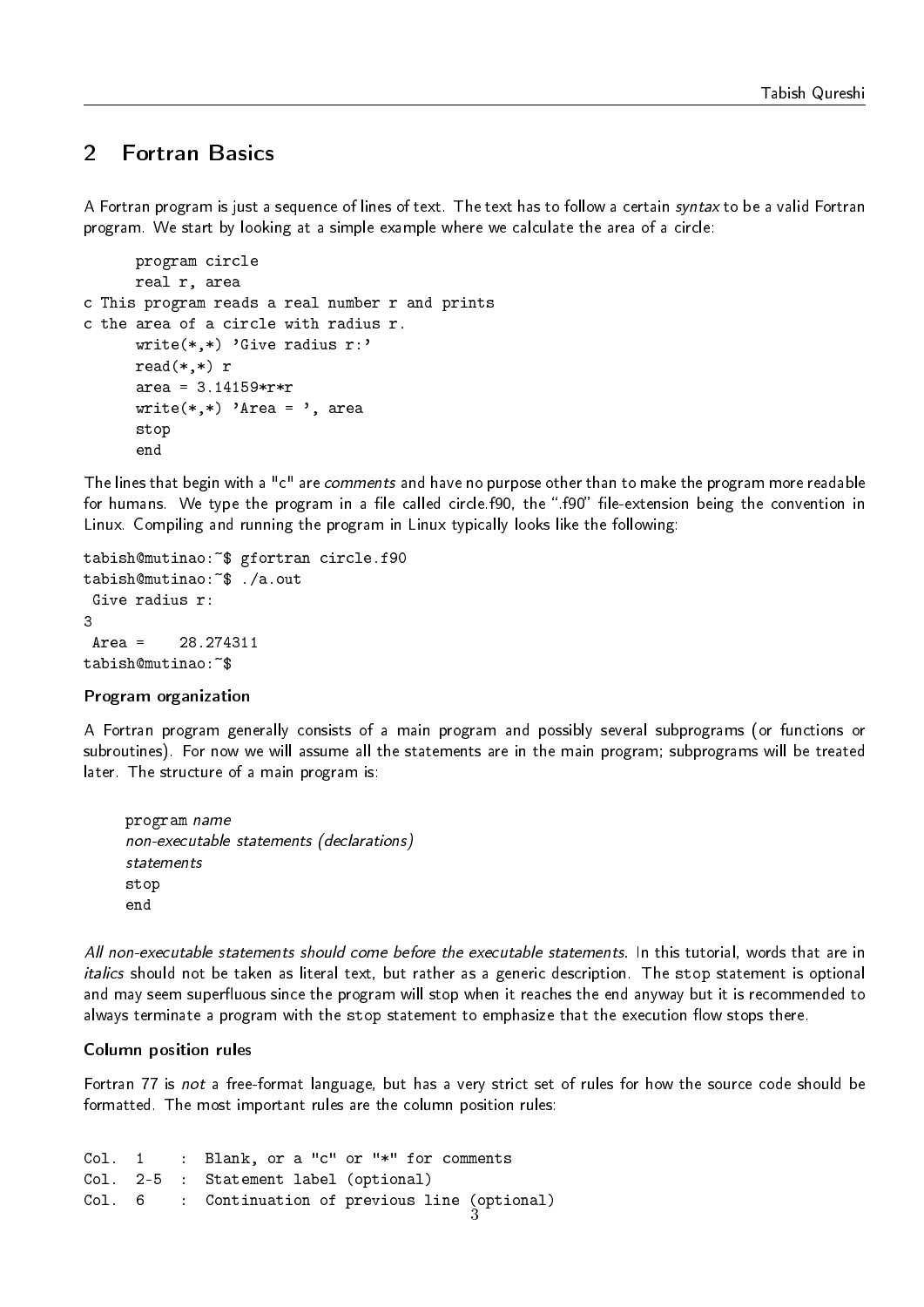## 2 Fortran Basics

A Fortran program is just a sequence of lines of text. The text has to follow a certain *syntax* to be a valid Fortran program. We start by looking at a simple example where we calculate the area of a circle:

```
      program circle
      real r, area
c This program reads a real number r and prints
c the area of a circle with radius r.
      write(*,*) 'Give radius r:'
      read(*,*) r
      area = 3.14159*r*r
      write(*,*) 'Area = ', area
      stop
      end
```

The lines that begin with a "c" are *comments* and have no purpose other than to make the program more readable for humans. We type the program in a file called circle.f90, the ".f90" file-extension being the convention in Linux. Compiling and running the program in Linux typically looks like the following:

```
tabish@mutinao:~$ gfortran circle.f90
tabish@mutinao:~$ ./a.out
 Give radius r:
3
 Area =    28.274311
tabish@mutinao:~$
```

#### Program organization

A Fortran program generally consists of a main program and possibly several subprograms (or functions or subroutines). For now we will assume all the statements are in the main program; subprograms will be treated later. The structure of a main program is:

```
program name
non-executable statements (declarations)
statements
stop
end
```

*All non-executable statements should come before the executable statements.* In this tutorial, words that are in *italics* should not be taken as literal text, but rather as a generic description. The stop statement is optional and may seem superfluous since the program will stop when it reaches the end anyway but it is recommended to always terminate a program with the stop statement to emphasize that the execution flow stops there.

#### Column position rules

Fortran 77 is *not* a free-format language, but has a very strict set of rules for how the source code should be formatted. The most important rules are the column position rules:

```
Col. 1    : Blank, or a "c" or "*" for comments
Col. 2-5  : Statement label (optional)
Col. 6    : Continuation of previous line (optional)
```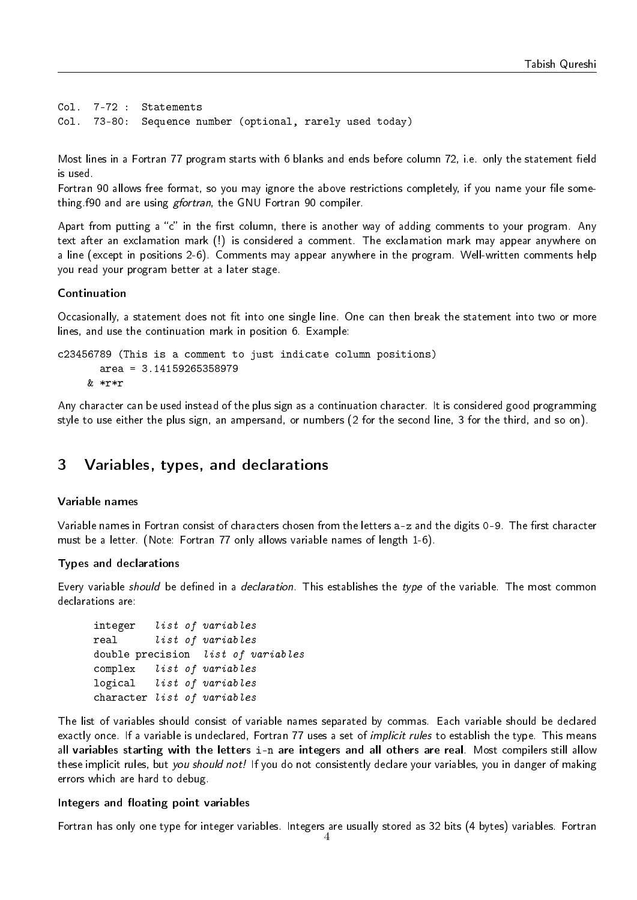```
Col. 7-72 :  Statements
Col. 73-80:  Sequence number (optional, rarely used today)
```

Most lines in a Fortran 77 program starts with 6 blanks and ends before column 72, i.e. only the statement field is used.
Fortran 90 allows free format, so you may ignore the above restrictions completely, if you name your file something.f90 and are using *gfortran*, the GNU Fortran 90 compiler.

Apart from putting a "c" in the first column, there is another way of adding comments to your program. Any text after an exclamation mark (!) is considered a comment. The exclamation mark may appear anywhere on a line (except in positions 2-6). Comments may appear anywhere in the program. Well-written comments help you read your program better at a later stage.

#### Continuation

Occasionally, a statement does not fit into one single line. One can then break the statement into two or more lines, and use the continuation mark in position 6. Example:

```
c23456789 (This is a comment to just indicate column positions)
      area = 3.14159265358979
     & *r*r
```

Any character can be used instead of the plus sign as a continuation character. It is considered good programming style to use either the plus sign, an ampersand, or numbers (2 for the second line, 3 for the third, and so on).

## 3 Variables, types, and declarations

#### Variable names

Variable names in Fortran consist of characters chosen from the letters a-z and the digits 0-9. The first character must be a letter. (Note: Fortran 77 only allows variable names of length 1-6).

#### Types and declarations

Every variable *should* be defined in a *declaration*. This establishes the *type* of the variable. The most common declarations are:

```
integer   list of variables
real      list of variables
double precision  list of variables
complex   list of variables
logical   list of variables
character list of variables
```

The list of variables should consist of variable names separated by commas. Each variable should be declared exactly once. If a variable is undeclared, Fortran 77 uses a set of *implicit rules* to establish the type. This means all **variables starting with the letters i-n are integers and all others are real**. Most compilers still allow these implicit rules, but *you should not!* If you do not consistently declare your variables, you in danger of making errors which are hard to debug.

#### Integers and floating point variables

Fortran has only one type for integer variables. Integers are usually stored as 32 bits (4 bytes) variables. Fortran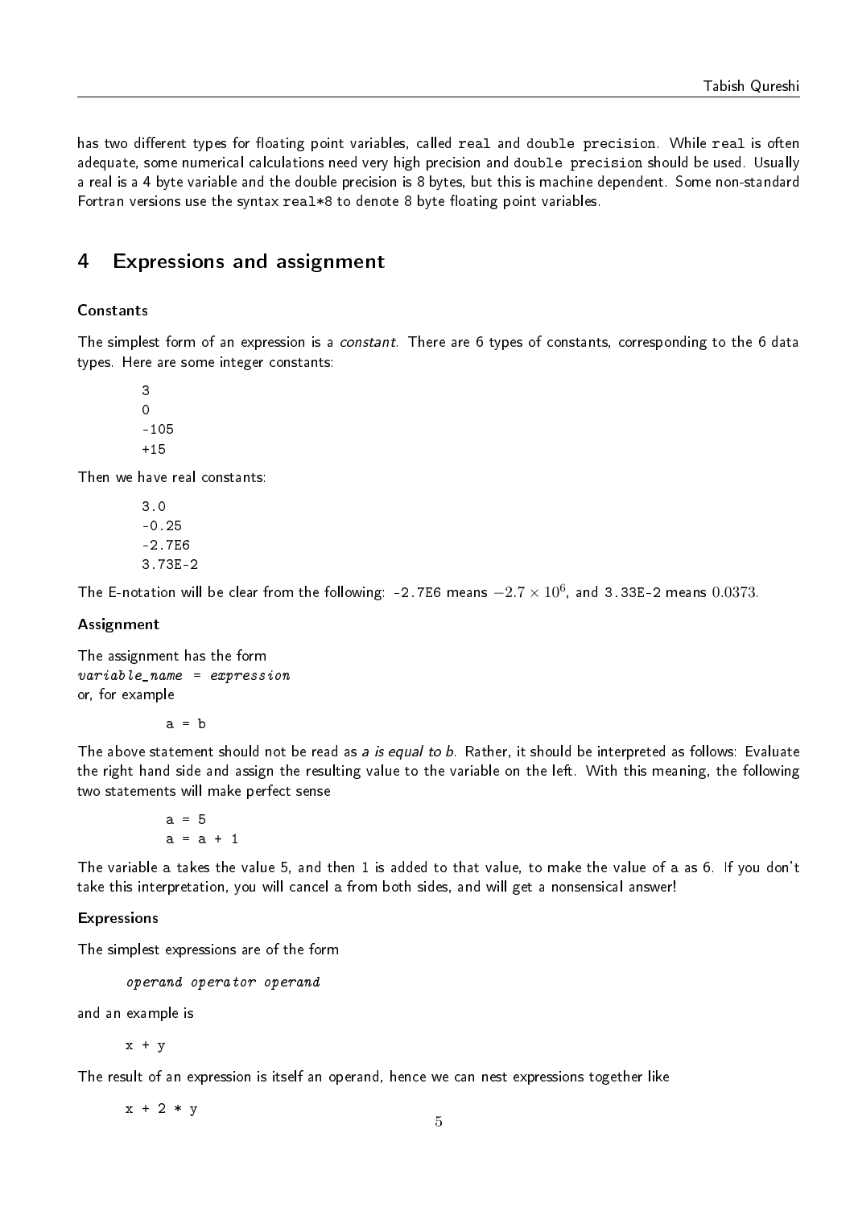has two different types for floating point variables, called `real` and `double precision`. While `real` is often adequate, some numerical calculations need very high precision and `double precision` should be used. Usually a real is a 4 byte variable and the double precision is 8 bytes, but this is machine dependent. Some non-standard Fortran versions use the syntax `real*8` to denote 8 byte floating point variables.

## 4 Expressions and assignment

### Constants

The simplest form of an expression is a *constant*. There are 6 types of constants, corresponding to the 6 data types. Here are some integer constants:

```
3
0
-105
+15
```

Then we have real constants:

```
3.0
-0.25
-2.7E6
3.73E-2
```

The E-notation will be clear from the following: `-2.7E6` means $-2.7 \times 10^6$, and `3.33E-2` means $0.0373$.

### Assignment

The assignment has the form
*variable_name = expression*
or, for example

```
a = b
```

The above statement should not be read as *a is equal to b*. Rather, it should be interpreted as follows: Evaluate the right hand side and assign the resulting value to the variable on the left. With this meaning, the following two statements will make perfect sense

```
a = 5
a = a + 1
```

The variable a takes the value 5, and then 1 is added to that value, to make the value of a as 6. If you don't take this interpretation, you will cancel a from both sides, and will get a nonsensical answer!

### Expressions

The simplest expressions are of the form

```
operand operator operand
```

and an example is

```
x + y
```

The result of an expression is itself an operand, hence we can nest expressions together like

```
x + 2 * y
```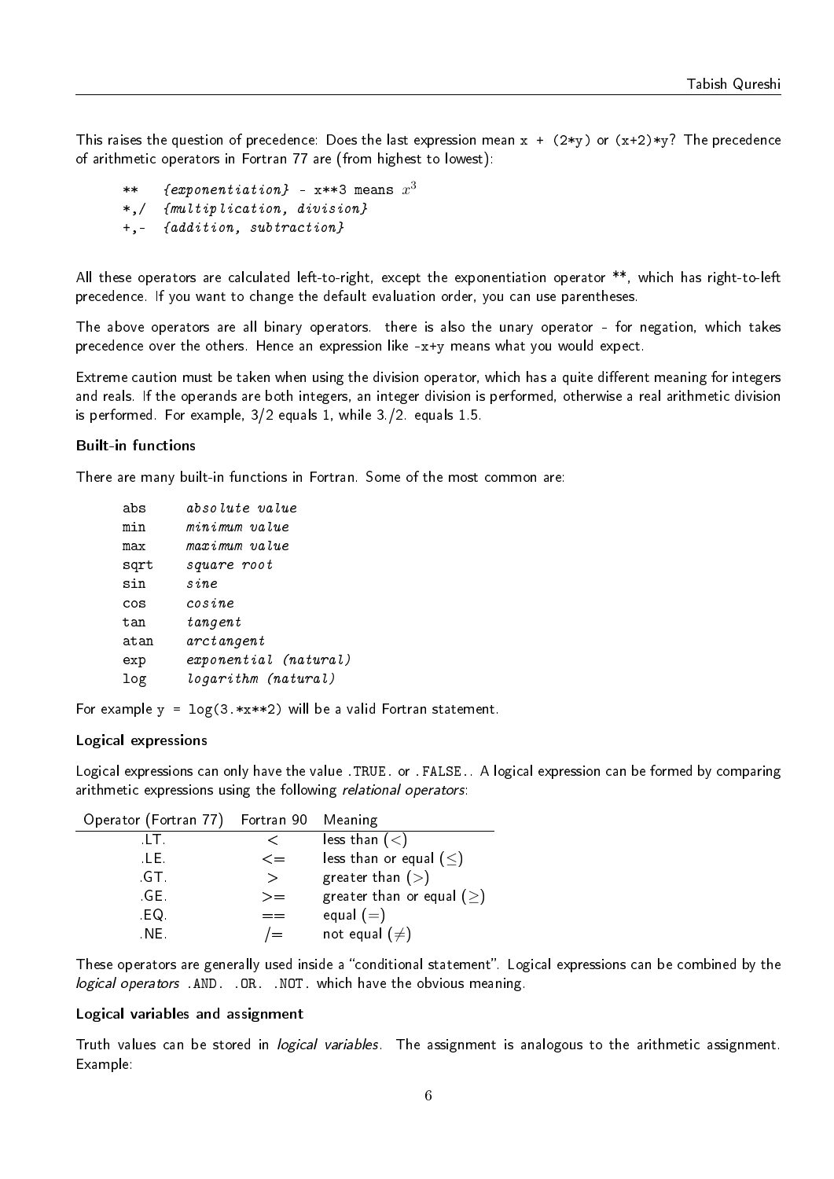This raises the question of precedence: Does the last expression mean `x + (2*y)` or `(x+2)*y`? The precedence of arithmetic operators in Fortran 77 are (from highest to lowest):

```
**    {exponentiation} - x**3 means x^3
*,/   {multiplication, division}
+,-   {addition, subtraction}
```

All these operators are calculated left-to-right, except the exponentiation operator **, which has right-to-left precedence. If you want to change the default evaluation order, you can use parentheses.

The above operators are all binary operators. there is also the unary operator - for negation, which takes precedence over the others. Hence an expression like `-x+y` means what you would expect.

Extreme caution must be taken when using the division operator, which has a quite different meaning for integers and reals. If the operands are both integers, an integer division is performed, otherwise a real arithmetic division is performed. For example, 3/2 equals 1, while 3./2. equals 1.5.

**Built-in functions**

There are many built-in functions in Fortran. Some of the most common are:

```
abs     absolute value
min     minimum value
max     maximum value
sqrt    square root
sin     sine
cos     cosine
tan     tangent
atan    arctangent
exp     exponential (natural)
log     logarithm (natural)
```

For example `y = log(3.*x**2)` will be a valid Fortran statement.

**Logical expressions**

Logical expressions can only have the value `.TRUE.` or `.FALSE.`. A logical expression can be formed by comparing arithmetic expressions using the following *relational operators*:

| Operator (Fortran 77) | Fortran 90 | Meaning |
|---|---|---|
| .LT. | < | less than ($<$) |
| .LE. | <= | less than or equal ($\leq$) |
| .GT. | > | greater than ($>$) |
| .GE. | >= | greater than or equal ($\geq$) |
| .EQ. | == | equal ($=$) |
| .NE. | /= | not equal ($\neq$) |

These operators are generally used inside a "conditional statement". Logical expressions can be combined by the *logical operators* `.AND.` `.OR.` `.NOT.` which have the obvious meaning.

**Logical variables and assignment**

Truth values can be stored in *logical variables*. The assignment is analogous to the arithmetic assignment. Example: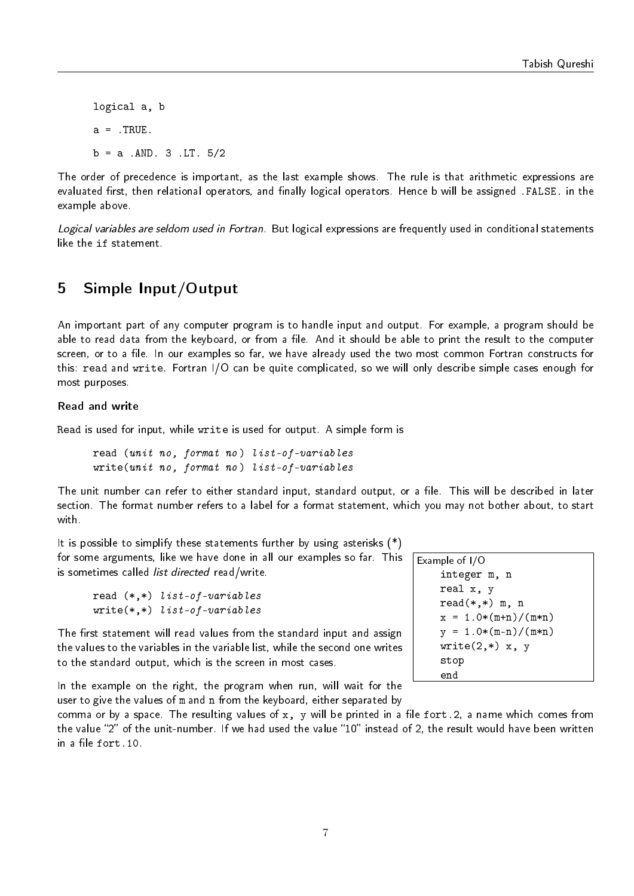```
logical a, b
a = .TRUE.
b = a .AND. 3 .LT. 5/2
```

The order of precedence is important, as the last example shows. The rule is that arithmetic expressions are evaluated first, then relational operators, and finally logical operators. Hence b will be assigned `.FALSE.` in the example above.

*Logical variables are seldom used in Fortran.* But logical expressions are frequently used in conditional statements like the `if` statement.

## 5 Simple Input/Output

An important part of any computer program is to handle input and output. For example, a program should be able to read data from the keyboard, or from a file. And it should be able to print the result to the computer screen, or to a file. In our examples so far, we have already used the two most common Fortran constructs for this: `read` and `write`. Fortran I/O can be quite complicated, so we will only describe simple cases enough for most purposes.

### Read and write

`Read` is used for input, while `write` is used for output. A simple form is

```
read (unit no, format no) list-of-variables
write(unit no, format no) list-of-variables
```

The unit number can refer to either standard input, standard output, or a file. This will be described in later section. The format number refers to a label for a format statement, which you may not bother about, to start with.

It is possible to simplify these statements further by using asterisks (*) for some arguments, like we have done in all our examples so far. This is sometimes called *list directed* read/write.

```
read (*,*) list-of-variables
write(*,*) list-of-variables
```

The first statement will read values from the standard input and assign the values to the variables in the variable list, while the second one writes to the standard output, which is the screen in most cases.

Example of I/O

```
integer m, n
real x, y
read(*,*) m, n
x = 1.0*(m+n)/(m*n)
y = 1.0*(m-n)/(m*n)
write(2,*) x, y
stop
end
```

In the example on the right, the program when run, will wait for the user to give the values of `m` and `n` from the keyboard, either separated by comma or by a space. The resulting values of `x, y` will be printed in a file `fort.2`, a name which comes from the value "2" of the unit-number. If we had used the value "10" instead of 2, the result would have been written in a file `fort.10`.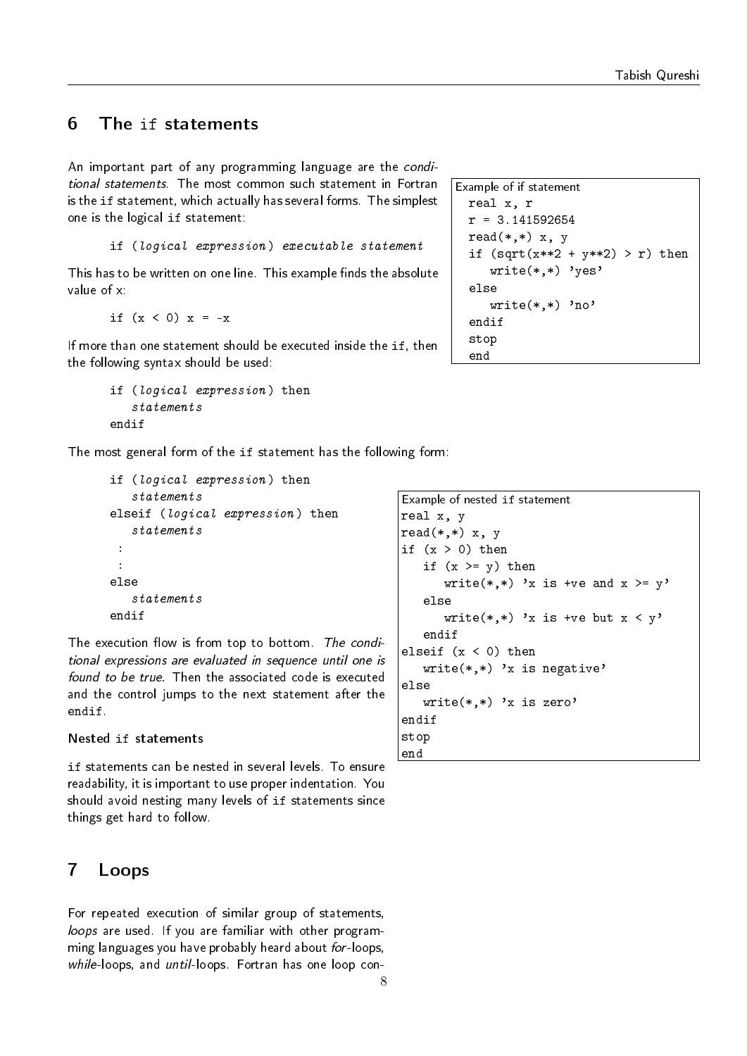## 6 The `if` statements

An important part of any programming language are the *conditional statements*. The most common such statement in Fortran is the `if` statement, which actually has several forms. The simplest one is the logical `if` statement:

```
if (logical expression) executable statement
```

This has to be written on one line. This example finds the absolute value of x:

```
if (x < 0) x = -x
```

If more than one statement should be executed inside the `if`, then the following syntax should be used:

```
if (logical expression) then
   statements
endif
```

The most general form of the `if` statement has the following form:

```
if (logical expression) then
   statements
elseif (logical expression) then
   statements
 :
 :
else
   statements
endif
```

The execution flow is from top to bottom. *The conditional expressions are evaluated in sequence until one is found to be true.* Then the associated code is executed and the control jumps to the next statement after the `endif`.

Example of if statement

```
  real x, r
  r = 3.141592654
  read(*,*) x, y
  if (sqrt(x**2 + y**2) > r) then
     write(*,*) 'yes'
  else
     write(*,*) 'no'
  endif
  stop
  end
```

### Nested `if` statements

`if` statements can be nested in several levels. To ensure readability, it is important to use proper indentation. You should avoid nesting many levels of `if` statements since things get hard to follow.

Example of nested if statement

```
real x, y
read(*,*) x, y
if (x > 0) then
   if (x >= y) then
      write(*,*) 'x is +ve and x >= y'
   else
      write(*,*) 'x is +ve but x < y'
   endif
elseif (x < 0) then
   write(*,*) 'x is negative'
else
   write(*,*) 'x is zero'
endif
stop
end
```

## 7 Loops

For repeated execution of similar group of statements, *loops* are used. If you are familiar with other programming languages you have probably heard about *for*-loops, *while*-loops, and *until*-loops. Fortran has one loop con-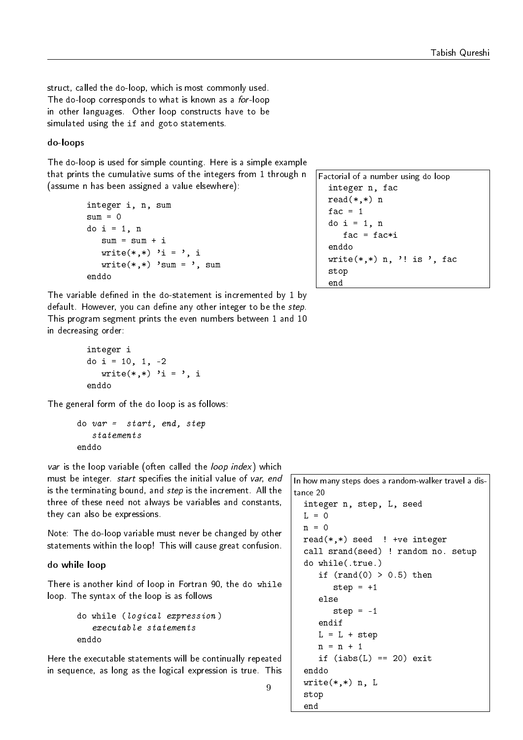struct, called the do-loop, which is most commonly used. The do-loop corresponds to what is known as a *for*-loop in other languages. Other loop constructs have to be simulated using the if and goto statements.

### do-loops

The do-loop is used for simple counting. Here is a simple example that prints the cumulative sums of the integers from 1 through n (assume n has been assigned a value elsewhere):

```
integer i, n, sum
sum = 0
do i = 1, n
   sum = sum + i
   write(*,*) 'i = ', i
   write(*,*) 'sum = ', sum
enddo
```

Factorial of a number using do loop

```
  integer n, fac
  read(*,*) n
  fac = 1
  do i = 1, n
     fac = fac*i
  enddo
  write(*,*) n, '! is ', fac
  stop
  end
```

The variable defined in the do-statement is incremented by 1 by default. However, you can define any other integer to be the *step*. This program segment prints the even numbers between 1 and 10 in decreasing order:

```
integer i
do i = 10, 1, -2
   write(*,*) 'i = ', i
enddo
```

The general form of the do loop is as follows:

```
do var =  start, end, step
   statements
enddo
```

*var* is the loop variable (often called the *loop index*) which must be integer. *start* specifies the initial value of *var*, *end* is the terminating bound, and *step* is the increment. All the three of these need not always be variables and constants, they can also be expressions.

Note: The do-loop variable must never be changed by other statements within the loop! This will cause great confusion.

### do while loop

There is another kind of loop in Fortran 90, the do while loop. The syntax of the loop is as follows

```
do while (logical expression)
   executable statements
enddo
```

Here the executable statements will be continually repeated in sequence, as long as the logical expression is true. This

In how many steps does a random-walker travel a distance 20

```
  integer n, step, L, seed
  L = 0
  n = 0
  read(*,*) seed  ! +ve integer
  call srand(seed) ! random no. setup
  do while(.true.)
     if (rand(0) > 0.5) then
        step = +1
     else
        step = -1
     endif
     L = L + step
     n = n + 1
     if (iabs(L) == 20) exit
  enddo
  write(*,*) n, L
  stop
  end
```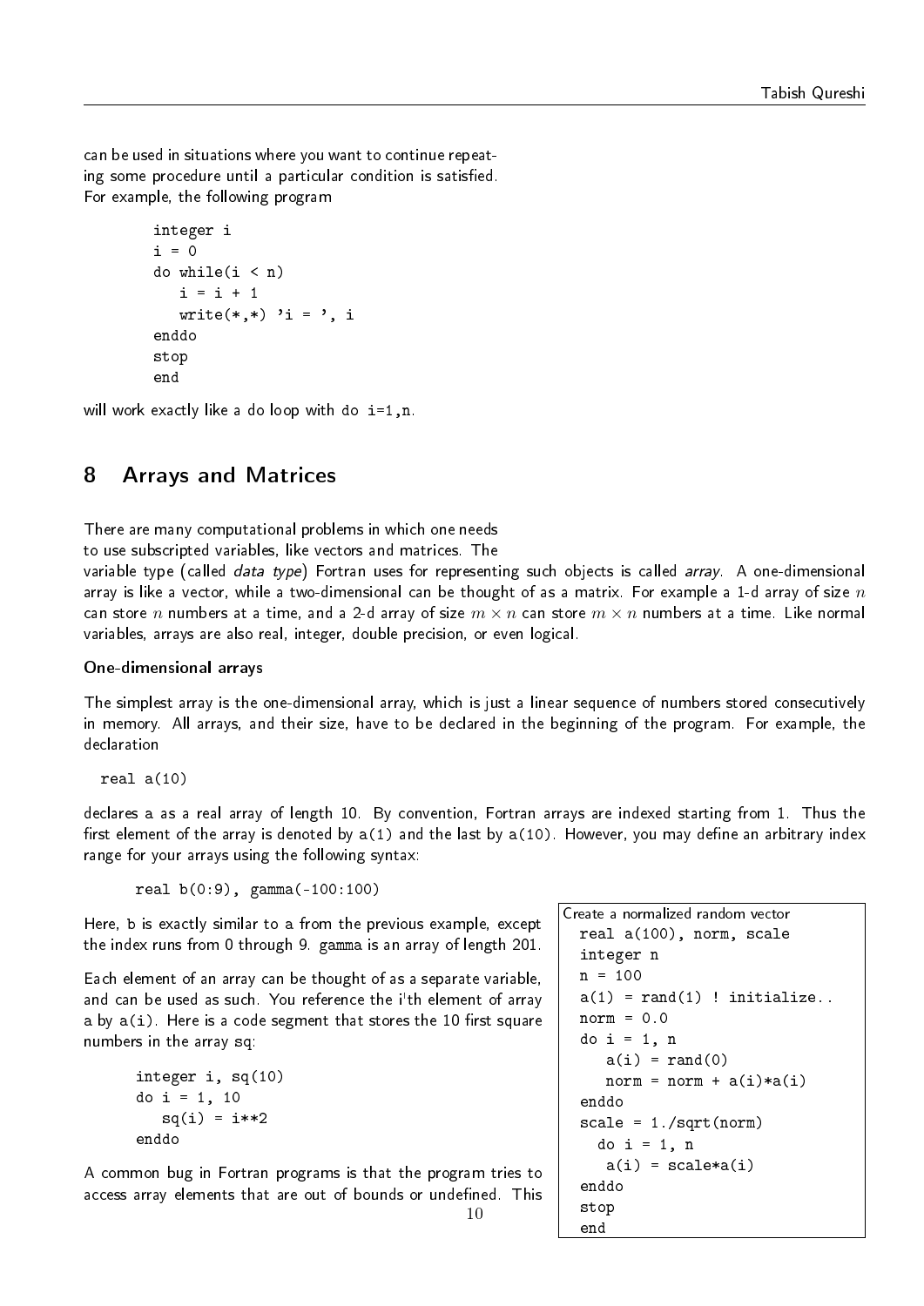can be used in situations where you want to continue repeating some procedure until a particular condition is satisfied. For example, the following program

```
integer i
i = 0
do while(i < n)
   i = i + 1
   write(*,*) 'i = ', i
enddo
stop
end
```

will work exactly like a do loop with `do i=1,n`.

## 8 Arrays and Matrices

There are many computational problems in which one needs to use subscripted variables, like vectors and matrices. The variable type (called *data type*) Fortran uses for representing such objects is called *array*. A one-dimensional array is like a vector, while a two-dimensional can be thought of as a matrix. For example a 1-d array of size $n$ can store $n$ numbers at a time, and a 2-d array of size $m \times n$ can store $m \times n$ numbers at a time. Like normal variables, arrays are also real, integer, double precision, or even logical.

**One-dimensional arrays**

The simplest array is the one-dimensional array, which is just a linear sequence of numbers stored consecutively in memory. All arrays, and their size, have to be declared in the beginning of the program. For example, the declaration

```
real a(10)
```

declares a as a real array of length 10. By convention, Fortran arrays are indexed starting from 1. Thus the first element of the array is denoted by `a(1)` and the last by `a(10)`. However, you may define an arbitrary index range for your arrays using the following syntax:

```
real b(0:9), gamma(-100:100)
```

Here, b is exactly similar to a from the previous example, except the index runs from 0 through 9. gamma is an array of length 201.

Each element of an array can be thought of as a separate variable, and can be used as such. You reference the i'th element of array a by `a(i)`. Here is a code segment that stores the 10 first square numbers in the array sq:

```
integer i, sq(10)
do i = 1, 10
   sq(i) = i**2
enddo
```

A common bug in Fortran programs is that the program tries to access array elements that are out of bounds or undefined. This

Create a normalized random vector

```
real a(100), norm, scale
integer n
n = 100
a(1) = rand(1) ! initialize..
norm = 0.0
do i = 1, n
   a(i) = rand(0)
   norm = norm + a(i)*a(i)
enddo
scale = 1./sqrt(norm)
  do i = 1, n
   a(i) = scale*a(i)
enddo
stop
end
```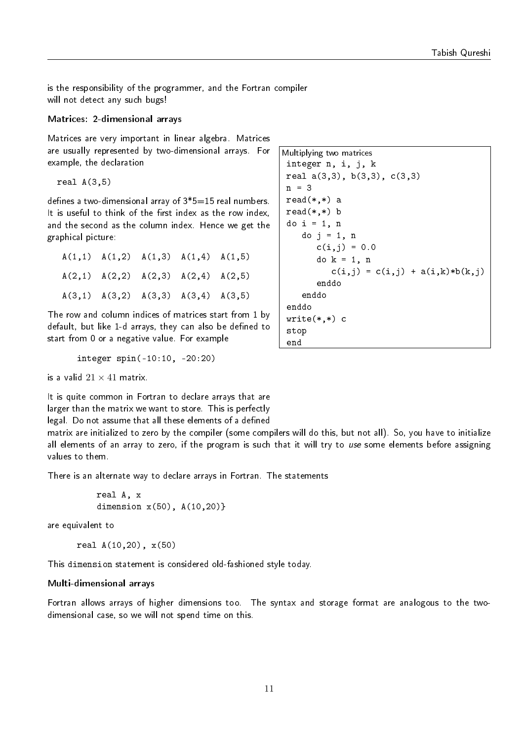is the responsibility of the programmer, and the Fortran compiler will not detect any such bugs!

### Matrices: 2-dimensional arrays

Matrices are very important in linear algebra. Matrices are usually represented by two-dimensional arrays. For example, the declaration

```
real A(3,5)
```

defines a two-dimensional array of 3*5=15 real numbers. It is useful to think of the first index as the row index, and the second as the column index. Hence we get the graphical picture:

```
A(1,1)  A(1,2)  A(1,3)  A(1,4)  A(1,5)

A(2,1)  A(2,2)  A(2,3)  A(2,4)  A(2,5)

A(3,1)  A(3,2)  A(3,3)  A(3,4)  A(3,5)
```

The row and column indices of matrices start from 1 by default, but like 1-d arrays, they can also be defined to start from 0 or a negative value. For example

```
integer spin(-10:10, -20:20)
```

is a valid $21 \times 41$ matrix.

Multiplying two matrices

```
integer n, i, j, k
real a(3,3), b(3,3), c(3,3)
n = 3
read(*,*) a
read(*,*) b
do i = 1, n
   do j = 1, n
      c(i,j) = 0.0
      do k = 1, n
         c(i,j) = c(i,j) + a(i,k)*b(k,j)
      enddo
   enddo
enddo
write(*,*) c
stop
end
```

It is quite common in Fortran to declare arrays that are larger than the matrix we want to store. This is perfectly legal. Do not assume that all these elements of a defined matrix are initialized to zero by the compiler (some compilers will do this, but not all). So, you have to initialize all elements of an array to zero, if the program is such that it will try to *use* some elements before assigning values to them.

There is an alternate way to declare arrays in Fortran. The statements

```
real A, x
dimension x(50), A(10,20)}
```

are equivalent to

```
real A(10,20), x(50)
```

This `dimension` statement is considered old-fashioned style today.

### Multi-dimensional arrays

Fortran allows arrays of higher dimensions too. The syntax and storage format are analogous to the two-dimensional case, so we will not spend time on this.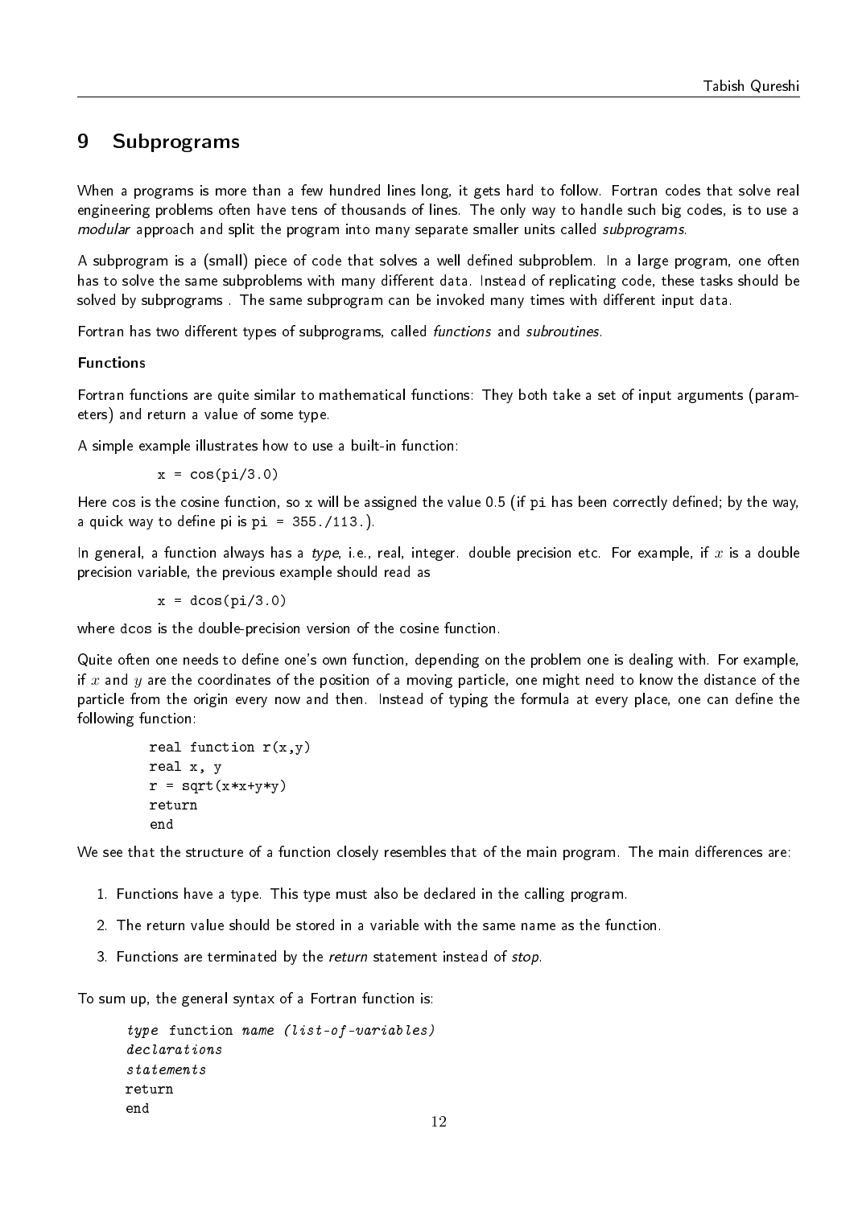## 9 Subprograms

When a programs is more than a few hundred lines long, it gets hard to follow. Fortran codes that solve real engineering problems often have tens of thousands of lines. The only way to handle such big codes, is to use a *modular* approach and split the program into many separate smaller units called *subprograms*.

A subprogram is a (small) piece of code that solves a well defined subproblem. In a large program, one often has to solve the same subproblems with many different data. Instead of replicating code, these tasks should be solved by subprograms . The same subprogram can be invoked many times with different input data.

Fortran has two different types of subprograms, called *functions* and *subroutines*.

**Functions**

Fortran functions are quite similar to mathematical functions: They both take a set of input arguments (parameters) and return a value of some type.

A simple example illustrates how to use a built-in function:

```
x = cos(pi/3.0)
```

Here cos is the cosine function, so x will be assigned the value 0.5 (if pi has been correctly defined; by the way, a quick way to define pi is `pi = 355./113.`).

In general, a function always has a *type*, i.e., real, integer. double precision etc. For example, if $x$ is a double precision variable, the previous example should read as

```
x = dcos(pi/3.0)
```

where dcos is the double-precision version of the cosine function.

Quite often one needs to define one's own function, depending on the problem one is dealing with. For example, if $x$ and $y$ are the coordinates of the position of a moving particle, one might need to know the distance of the particle from the origin every now and then. Instead of typing the formula at every place, one can define the following function:

```
real function r(x,y)
real x, y
r = sqrt(x*x+y*y)
return
end
```

We see that the structure of a function closely resembles that of the main program. The main differences are:

1. Functions have a type. This type must also be declared in the calling program.
2. The return value should be stored in a variable with the same name as the function.
3. Functions are terminated by the *return* statement instead of *stop*.

To sum up, the general syntax of a Fortran function is:

```
type function name (list-of-variables)
declarations
statements
return
end
```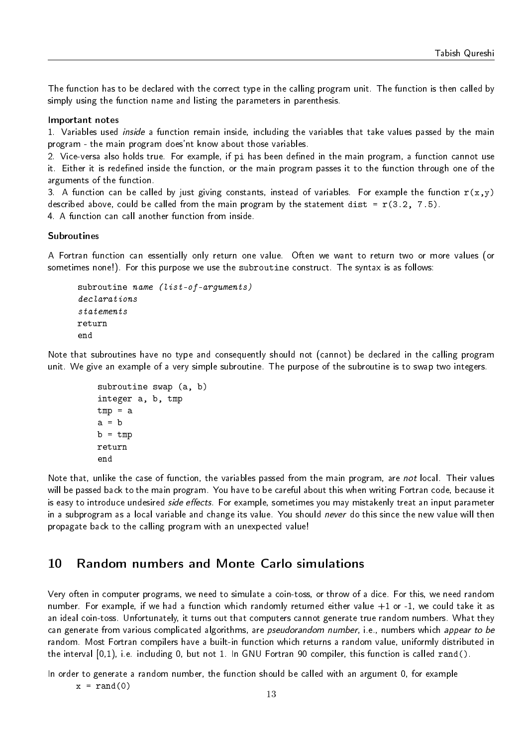The function has to be declared with the correct type in the calling program unit. The function is then called by simply using the function name and listing the parameters in parenthesis.

**Important notes**

1. Variables used *inside* a function remain inside, including the variables that take values passed by the main program - the main program does'nt know about those variables.
2. Vice-versa also holds true. For example, if `pi` has been defined in the main program, a function cannot use it. Either it is redefined inside the function, or the main program passes it to the function through one of the arguments of the function.
3. A function can be called by just giving constants, instead of variables. For example the function `r(x,y)` described above, could be called from the main program by the statement `dist = r(3.2, 7.5)`.
4. A function can call another function from inside.

**Subroutines**

A Fortran function can essentially only return one value. Often we want to return two or more values (or sometimes none!). For this purpose we use the `subroutine` construct. The syntax is as follows:

```
subroutine name (list-of-arguments)
declarations
statements
return
end
```

Note that subroutines have no type and consequently should not (cannot) be declared in the calling program unit. We give an example of a very simple subroutine. The purpose of the subroutine is to swap two integers.

```
subroutine swap (a, b)
integer a, b, tmp
tmp = a
a = b
b = tmp
return
end
```

Note that, unlike the case of function, the variables passed from the main program, are *not* local. Their values will be passed back to the main program. You have to be careful about this when writing Fortran code, because it is easy to introduce undesired *side effects*. For example, sometimes you may mistakenly treat an input parameter in a subprogram as a local variable and change its value. You should *never* do this since the new value will then propagate back to the calling program with an unexpected value!

## 10 Random numbers and Monte Carlo simulations

Very often in computer programs, we need to simulate a coin-toss, or throw of a dice. For this, we need random number. For example, if we had a function which randomly returned either value +1 or -1, we could take it as an ideal coin-toss. Unfortunately, it turns out that computers cannot generate true random numbers. What they can generate from various complicated algorithms, are *pseudorandom number*, i.e., numbers which *appear to be* random. Most Fortran compilers have a built-in function which returns a random value, uniformly distributed in the interval [0,1), i.e. including 0, but not 1. In GNU Fortran 90 compiler, this function is called `rand()`.

In order to generate a random number, the function should be called with an argument 0, for example

```
x = rand(0)
```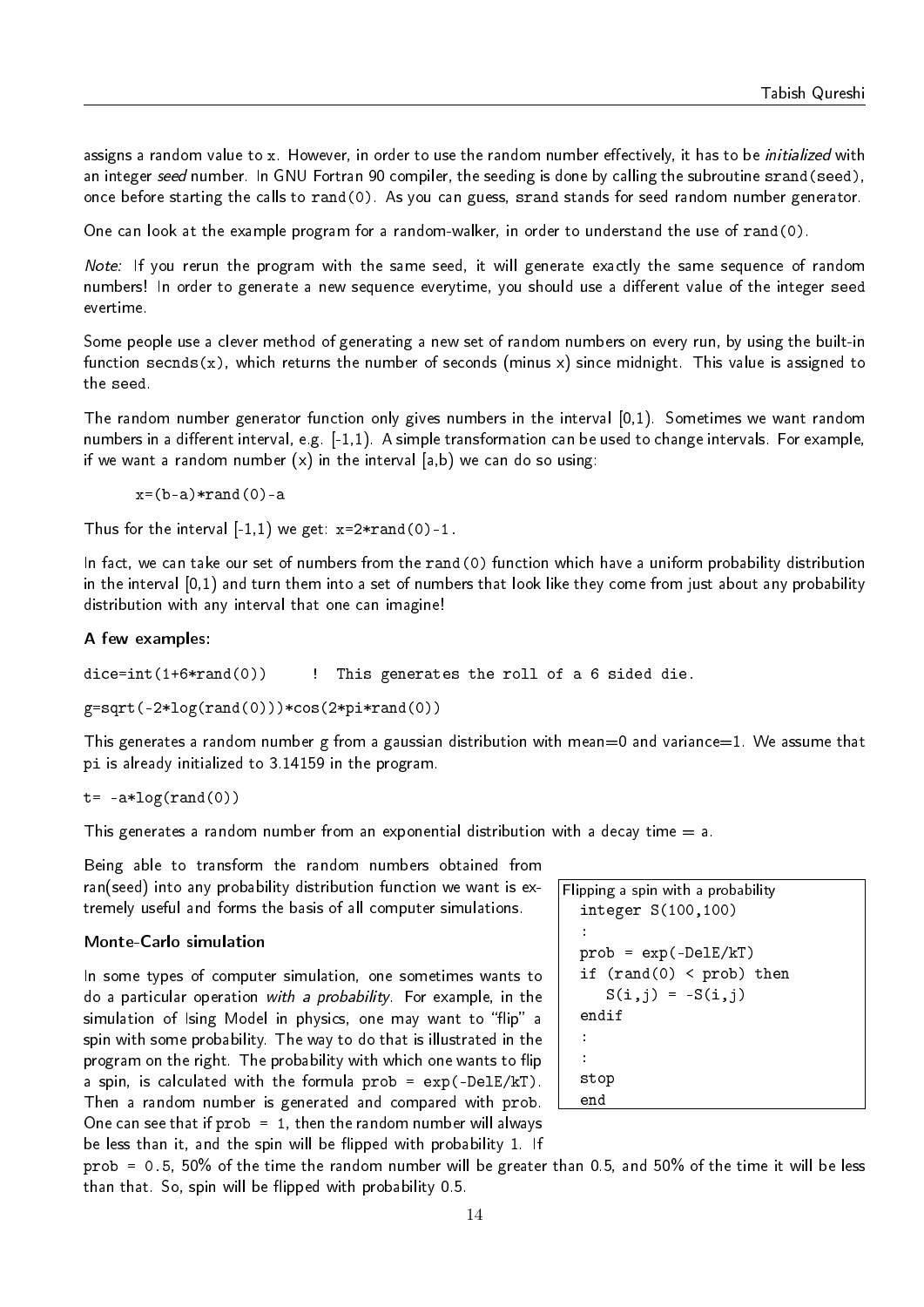assigns a random value to x. However, in order to use the random number effectively, it has to be *initialized* with an integer *seed* number. In GNU Fortran 90 compiler, the seeding is done by calling the subroutine srand(seed), once before starting the calls to rand(0). As you can guess, srand stands for seed random number generator.

One can look at the example program for a random-walker, in order to understand the use of rand(0).

*Note:* If you rerun the program with the same seed, it will generate exactly the same sequence of random numbers! In order to generate a new sequence everytime, you should use a different value of the integer seed evertime.

Some people use a clever method of generating a new set of random numbers on every run, by using the built-in function secnds(x), which returns the number of seconds (minus x) since midnight. This value is assigned to the seed.

The random number generator function only gives numbers in the interval [0,1). Sometimes we want random numbers in a different interval, e.g. [-1,1). A simple transformation can be used to change intervals. For example, if we want a random number (x) in the interval [a,b) we can do so using:

```
x=(b-a)*rand(0)-a
```

Thus for the interval [-1,1) we get: x=2*rand(0)-1.

In fact, we can take our set of numbers from the rand(0) function which have a uniform probability distribution in the interval [0,1) and turn them into a set of numbers that look like they come from just about any probability distribution with any interval that one can imagine!

**A few examples:**

```
dice=int(1+6*rand(0))     !  This generates the roll of a 6 sided die.
```

```
g=sqrt(-2*log(rand(0)))*cos(2*pi*rand(0))
```

This generates a random number g from a gaussian distribution with mean=0 and variance=1. We assume that pi is already initialized to 3.14159 in the program.

```
t= -a*log(rand(0))
```

This generates a random number from an exponential distribution with a decay time = a.

Being able to transform the random numbers obtained from ran(seed) into any probability distribution function we want is extremely useful and forms the basis of all computer simulations.

### Monte-Carlo simulation

In some types of computer simulation, one sometimes wants to do a particular operation *with a probability*. For example, in the simulation of Ising Model in physics, one may want to "flip" a spin with some probability. The way to do that is illustrated in the program on the right. The probability with which one wants to flip a spin, is calculated with the formula prob = exp(-DelE/kT). Then a random number is generated and compared with prob. One can see that if prob = 1, then the random number will always be less than it, and the spin will be flipped with probability 1. If prob = 0.5, 50% of the time the random number will be greater than 0.5, and 50% of the time it will be less than that. So, spin will be flipped with probability 0.5.

Flipping a spin with a probability

```
  integer S(100,100)
  :
  prob = exp(-DelE/kT)
  if (rand(0) < prob) then
     S(i,j) = -S(i,j)
  endif
  :
  :
  stop
  end
```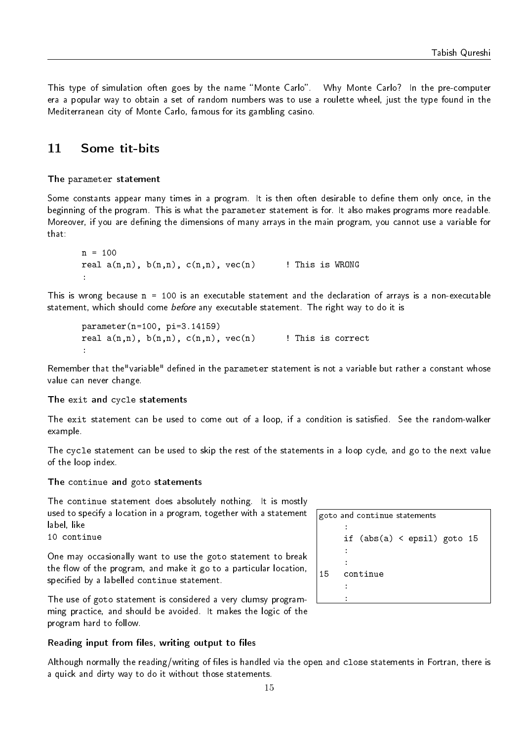This type of simulation often goes by the name "Monte Carlo". Why Monte Carlo? In the pre-computer era a popular way to obtain a set of random numbers was to use a roulette wheel, just the type found in the Mediterranean city of Monte Carlo, famous for its gambling casino.

## 11 Some tit-bits

**The `parameter` statement**

Some constants appear many times in a program. It is then often desirable to define them only once, in the beginning of the program. This is what the `parameter` statement is for. It also makes programs more readable. Moreover, if you are defining the dimensions of many arrays in the main program, you cannot use a variable for that:

```
n = 100
real a(n,n), b(n,n), c(n,n), vec(n)      ! This is WRONG
:
```

This is wrong because `n = 100` is an executable statement and the declaration of arrays is a non-executable statement, which should come *before* any executable statement. The right way to do it is

```
parameter(n=100, pi=3.14159)
real a(n,n), b(n,n), c(n,n), vec(n)      ! This is correct
:
```

Remember that the"variable" defined in the `parameter` statement is not a variable but rather a constant whose value can never change.

**The `exit` and `cycle` statements**

The `exit` statement can be used to come out of a loop, if a condition is satisfied. See the random-walker example.

The `cycle` statement can be used to skip the rest of the statements in a loop cycle, and go to the next value of the loop index.

**The `continue` and `goto` statements**

The `continue` statement does absolutely nothing. It is mostly used to specify a location in a program, together with a statement label, like
`10 continue`

One may occasionally want to use the `goto` statement to break the flow of the program, and make it go to a particular location, specified by a labelled `continue` statement.

The use of `goto` statement is considered a very clumsy programming practice, and should be avoided. It makes the logic of the program hard to follow.

goto and continue statements

```
     :
     if (abs(a) < epsil) goto 15
     :
     :
15   continue
     :
     :
```

**Reading input from files, writing output to files**

Although normally the reading/writing of files is handled via the `open` and `close` statements in Fortran, there is a quick and dirty way to do it without those statements.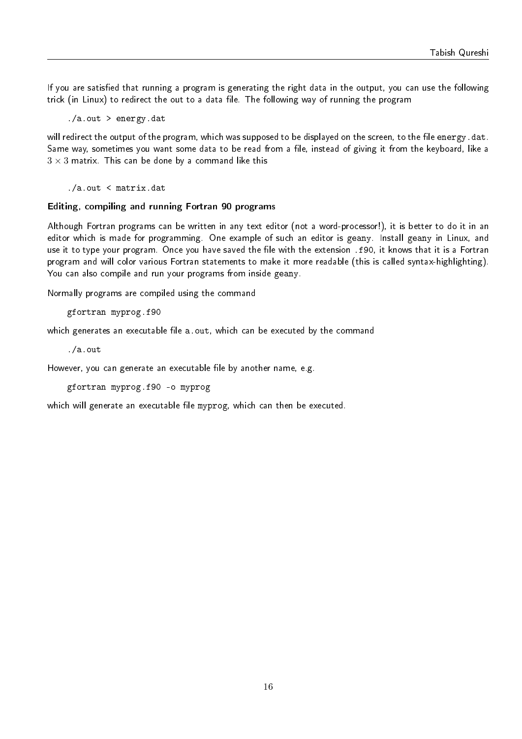If you are satisfied that running a program is generating the right data in the output, you can use the following trick (in Linux) to redirect the out to a data file. The following way of running the program

```
./a.out > energy.dat
```

will redirect the output of the program, which was supposed to be displayed on the screen, to the file `energy.dat`. Same way, sometimes you want some data to be read from a file, instead of giving it from the keyboard, like a $3 \times 3$ matrix. This can be done by a command like this

```
./a.out < matrix.dat
```

**Editing, compiling and running Fortran 90 programs**

Although Fortran programs can be written in any text editor (not a word-processor!), it is better to do it in an editor which is made for programming. One example of such an editor is `geany`. Install `geany` in Linux, and use it to type your program. Once you have saved the file with the extension `.f90`, it knows that it is a Fortran program and will color various Fortran statements to make it more readable (this is called syntax-highlighting). You can also compile and run your programs from inside `geany`.

Normally programs are compiled using the command

```
gfortran myprog.f90
```

which generates an executable file `a.out`, which can be executed by the command

```
./a.out
```

However, you can generate an executable file by another name, e.g.

```
gfortran myprog.f90 -o myprog
```

which will generate an executable file `myprog`, which can then be executed.